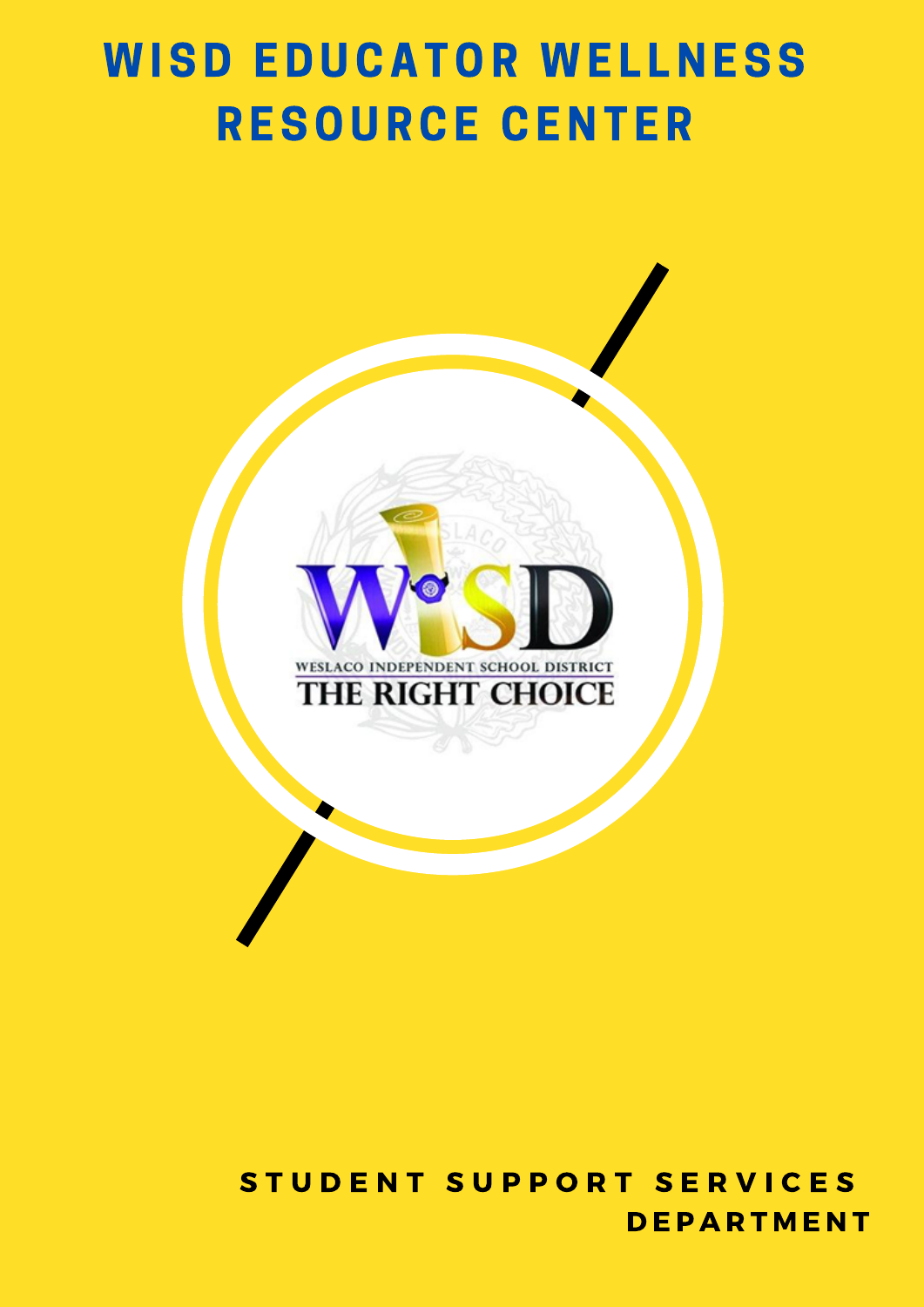# WISD EDUCATOR WELLNESS RESOURCE CENTER

WISD

WESLACO INDEPENDENT SCHOOL DISTRICT

THE RIGHT CHOICE

**STUDENT SUPPORT SERVICES DEPARTMENT**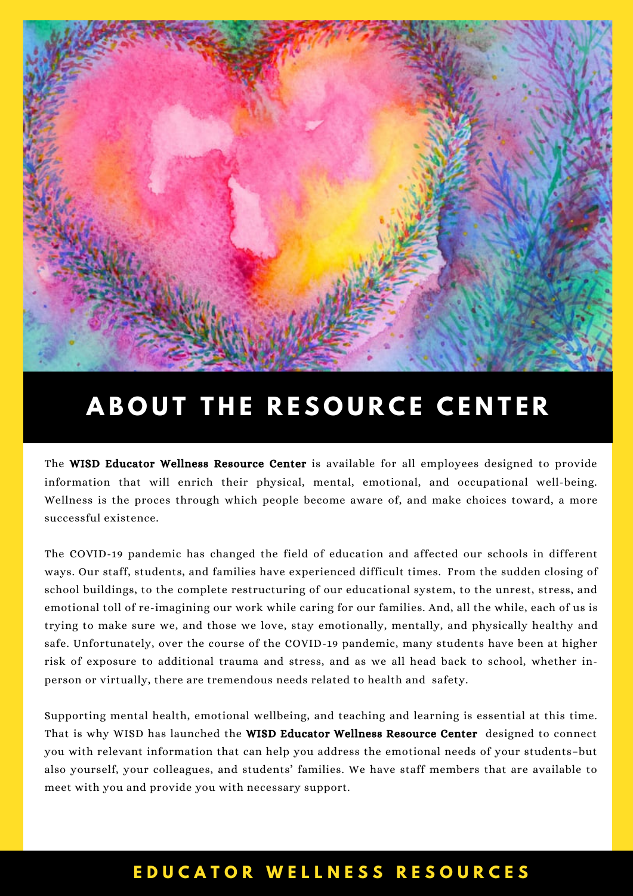# ABOUT THE RESOURCE CENTER

The **WISD Educator Wellness Resource Center** is available for all employees designed to provide information that will enrich their physical, mental, emotional, and occupational well-being. Wellness is the proces through which people become aware of, and make choices toward, a more successful existence.

The COVID-19 pandemic has changed the field of education and affected our schools in different ways. Our staff, students, and families have experienced difficult times. From the sudden closing of school buildings, to the complete restructuring of our educational system, to the unrest, stress, and emotional toll of re-imagining our work while caring for our families. And, all the while, each of us is trying to make sure we, and those we love, stay emotionally, mentally, and physically healthy and safe. Unfortunately, over the course of the COVID-19 pandemic, many students have been at higher risk of exposure to additional trauma and stress, and as we all head back to school, whether in-person or virtually, there are tremendous needs related to health and safety.

Supporting mental health, emotional wellbeing, and teaching and learning is essential at this time. That is why WISD has launched the **WISD Educator Wellness Resource Center** designed to connect you with relevant information that can help you address the emotional needs of your students–but also yourself, your colleagues, and students' families. We have staff members that are available to meet with you and provide you with necessary support.

**EDUCATOR WELLNESS RESOURCES**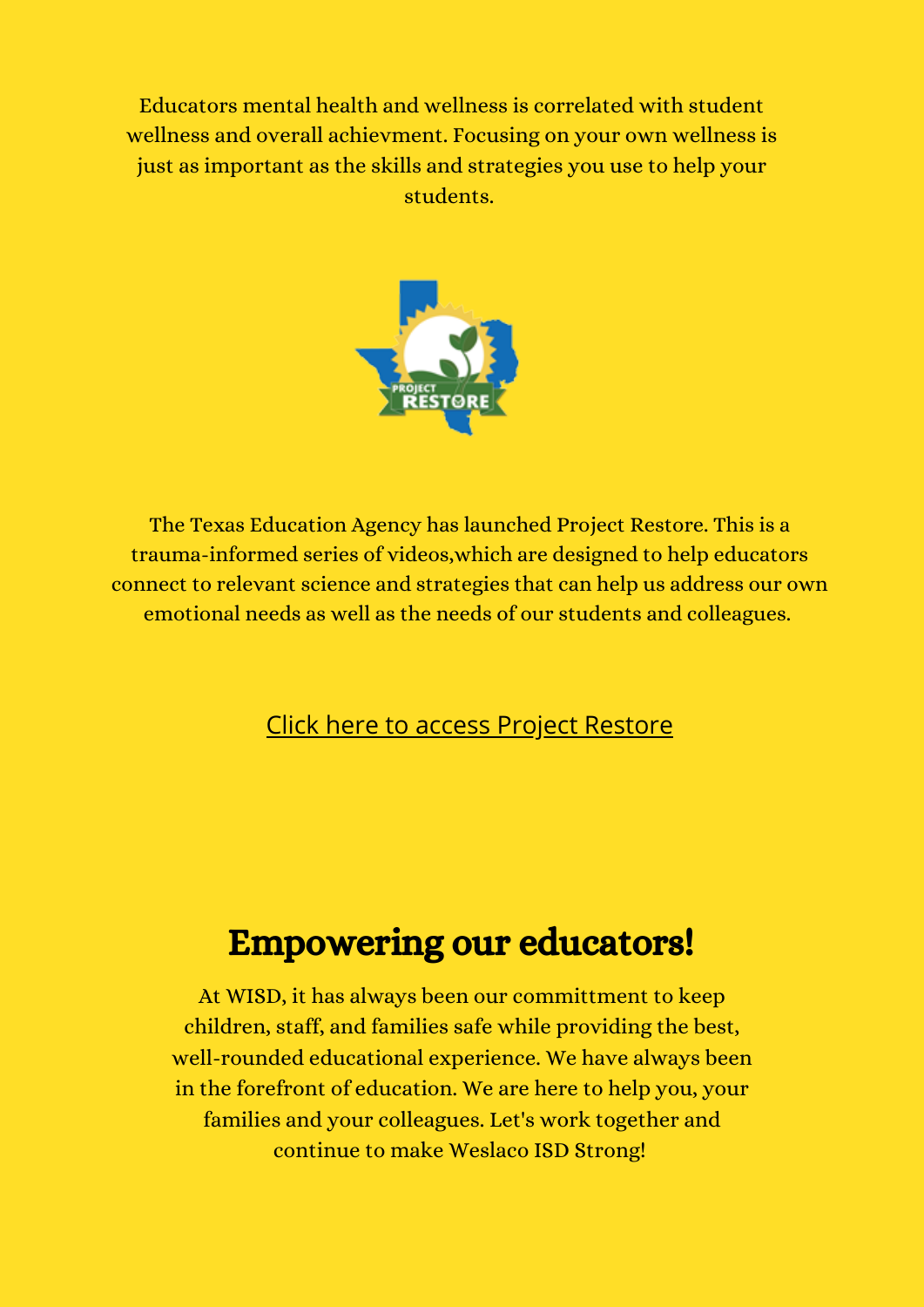Educators mental health and wellness is correlated with student wellness and overall achievment. Focusing on your own wellness is just as important as the skills and strategies you use to help your students.

The Texas Education Agency has launched Project Restore. This is a trauma-informed series of videos,which are designed to help educators connect to relevant science and strategies that can help us address our own emotional needs as well as the needs of our students and colleagues.

Click here to access Project Restore

## Empowering our educators!

At WISD, it has always been our committment to keep children, staff, and families safe while providing the best, well-rounded educational experience. We have always been in the forefront of education. We are here to help you, your families and your colleagues. Let's work together and continue to make Weslaco ISD Strong!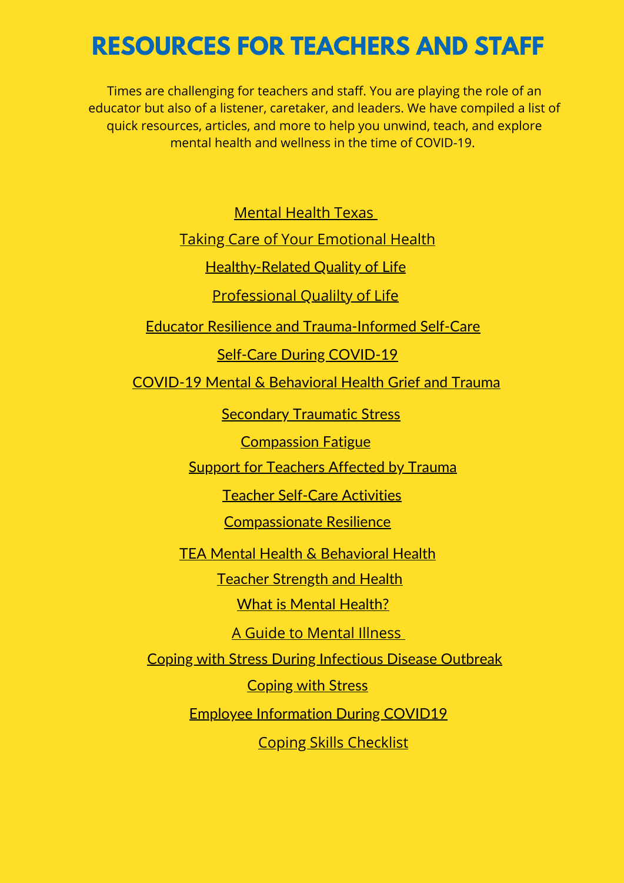# RESOURCES FOR TEACHERS AND STAFF

Times are challenging for teachers and staff. You are playing the role of an educator but also of a listener, caretaker, and leaders. We have compiled a list of quick resources, articles, and more to help you unwind, teach, and explore mental health and wellness in the time of COVID-19.

Mental Health Texas

Taking Care of Your Emotional Health

Healthy-Related Quality of Life

Professional Qualilty of Life

Educator Resilience and Trauma-Informed Self-Care

Self-Care During COVID-19

COVID-19 Mental & Behavioral Health Grief and Trauma

Secondary Traumatic Stress

Compassion Fatigue

Support for Teachers Affected by Trauma

Teacher Self-Care Activities

Compassionate Resilience

TEA Mental Health & Behavioral Health

Teacher Strength and Health

What is Mental Health?

A Guide to Mental Illness

Coping with Stress During Infectious Disease Outbreak

Coping with Stress

Employee Information During COVID19

Coping Skills Checklist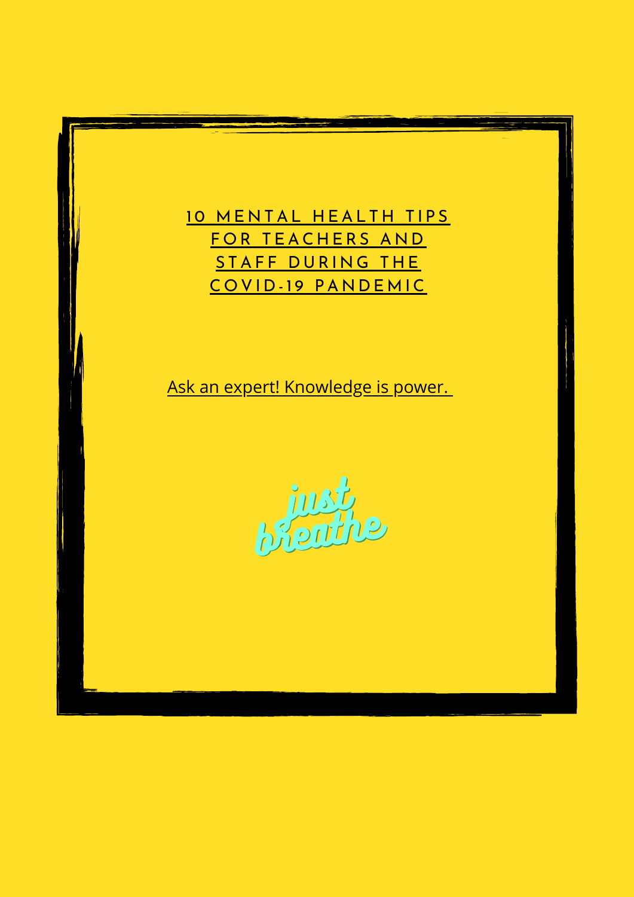# 10 MENTAL HEALTH TIPS FOR TEACHERS AND STAFF DURING THE COVID-19 PANDEMIC

Ask an expert! Knowledge is power.

just breathe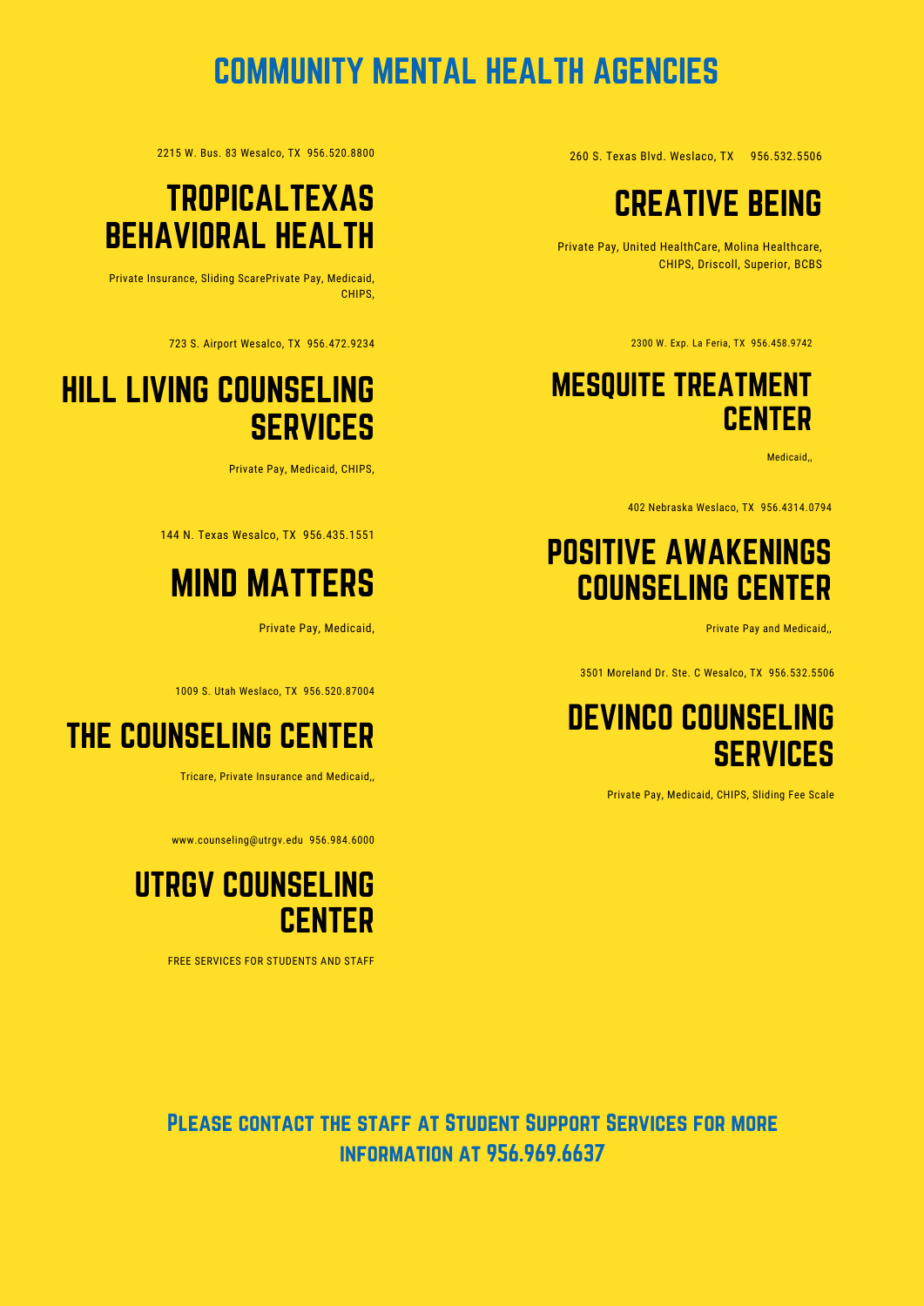# COMMUNITY MENTAL HEALTH AGENCIES

2215 W. Bus. 83 Wesalco, TX 956.520.8800

## TROPICALTEXAS BEHAVIORAL HEALTH

Private Insurance, Sliding ScarePrivate Pay, Medicaid, CHIPS,

723 S. Airport Wesalco, TX 956.472.9234

## HILL LIVING COUNSELING SERVICES

Private Pay, Medicaid, CHIPS,

144 N. Texas Wesalco, TX 956.435.1551

## MIND MATTERS

Private Pay, Medicaid,

1009 S. Utah Weslaco, TX 956.520.87004

## THE COUNSELING CENTER

Tricare, Private Insurance and Medicaid,,

www.counseling@utrgv.edu 956.984.6000

## UTRGV COUNSELING CENTER

FREE SERVICES FOR STUDENTS AND STAFF

260 S. Texas Blvd. Weslaco, TX 956.532.5506

## CREATIVE BEING

Private Pay, United HealthCare, Molina Healthcare, CHIPS, Driscoll, Superior, BCBS

2300 W. Exp. La Feria, TX 956.458.9742

## MESQUITE TREATMENT CENTER

Medicaid,,

402 Nebraska Weslaco, TX 956.4314.0794

## POSITIVE AWAKENINGS COUNSELING CENTER

Private Pay and Medicaid,,

3501 Moreland Dr. Ste. C Wesalco, TX 956.532.5506

## DEVINCO COUNSELING SERVICES

Private Pay, Medicaid, CHIPS, Sliding Fee Scale

**Please contact the staff at Student Support Services for more information at 956.969.6637**